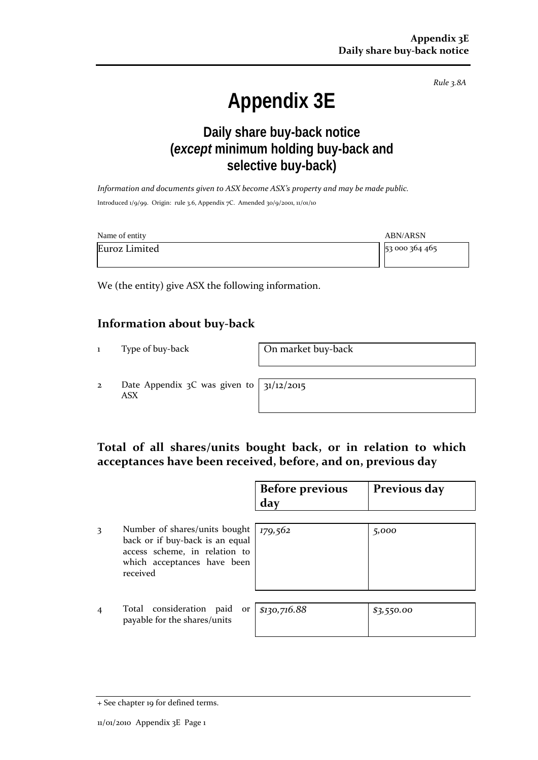*Rule 3.8A*

# Appendix 3E

## Daily share buy-back notice (*except* minimum holding buy-back and selective buy-back)

*Information and documents given to ASX become ASX's property and may be made public.*

Introduced 1/9/99. Origin: rule 3.6, Appendix 7C. Amended 30/9/2001, 11/01/10

| Name of entity | ABN/ARSN |
|---|---|
| Euroz Limited | 53 000 364 465 |

We (the entity) give ASX the following information.

## Information about buy-back

| | | |
|---|---|---|
| 1 | Type of buy-back | On market buy-back |
| 2 | Date Appendix 3C was given to ASX | 31/12/2015 |

## Total of all shares/units bought back, or in relation to which acceptances have been received, before, and on, previous day

| | | Before previous day | Previous day |
|---|---|---|---|
| 3 | Number of shares/units bought back or if buy-back is an equal access scheme, in relation to which acceptances have been received | *179,562* | *5,000* |
| 4 | Total consideration paid or payable for the shares/units | *$130,716.88* | *$3,550.00* |

+ See chapter 19 for defined terms.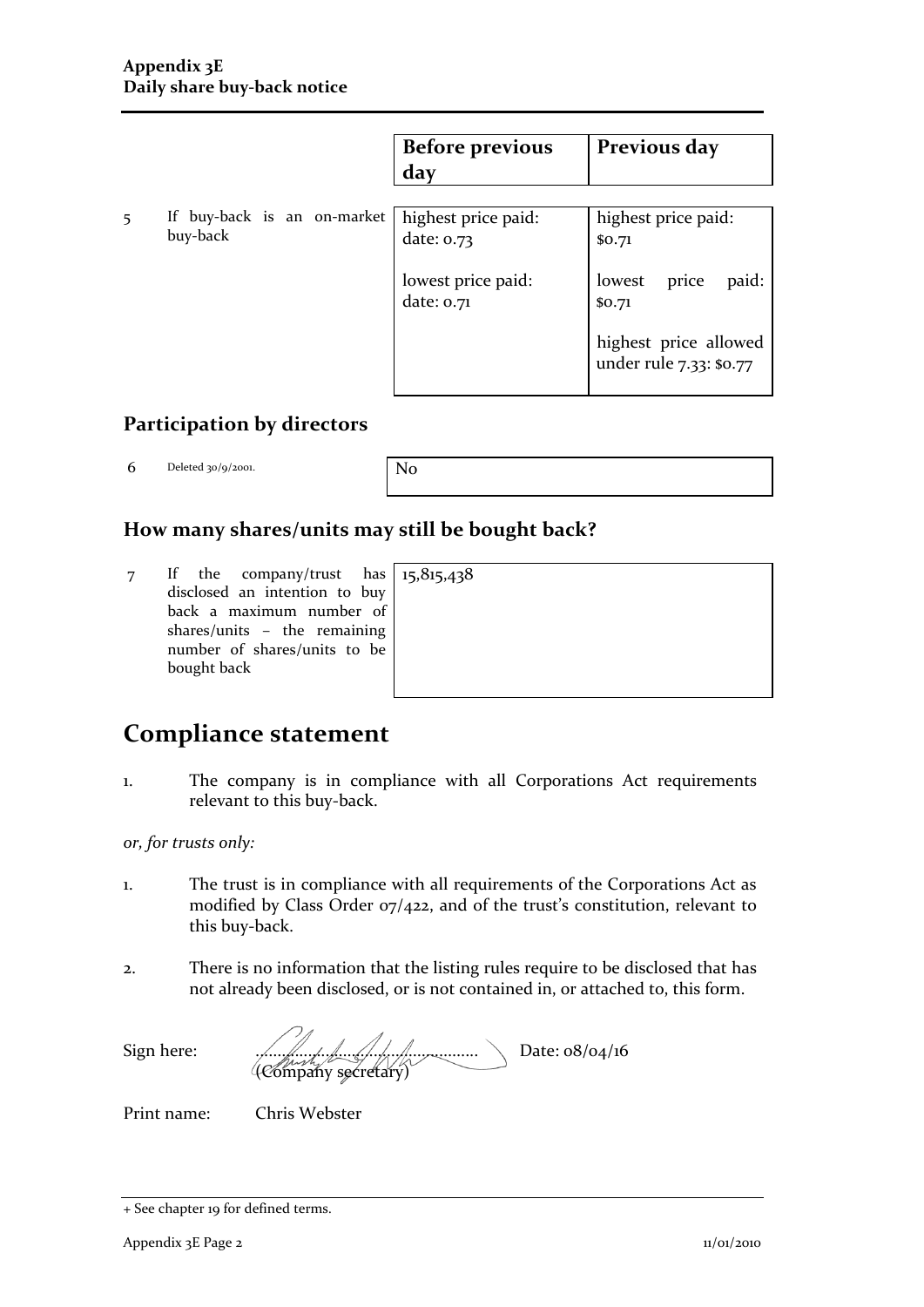|  |  | **Before previous day** | **Previous day** |
|---|---|---|---|
| 5 | If buy-back is an on-market buy-back | highest price paid: date: 0.73<br><br>lowest price paid: date: 0.71 | highest price paid: $0.71<br><br>lowest price paid: $0.71<br><br>highest price allowed under rule 7.33: $0.77 |

## Participation by directors

| | | |
|---|---|---|
| 6 | Deleted 30/9/2001. | No |

## How many shares/units may still be bought back?

| | | |
|---|---|---|
| 7 | If the company/trust has disclosed an intention to buy back a maximum number of shares/units – the remaining number of shares/units to be bought back | 15,815,438 |

# Compliance statement

1. The company is in compliance with all Corporations Act requirements relevant to this buy-back.

*or, for trusts only:*

1. The trust is in compliance with all requirements of the Corporations Act as modified by Class Order 07/422, and of the trust's constitution, relevant to this buy-back.

2. There is no information that the listing rules require to be disclosed that has not already been disclosed, or is not contained in, or attached to, this form.

Sign here: .................................................. Date: 08/04/16
(Company secretary)

Print name: Chris Webster

+ See chapter 19 for defined terms.